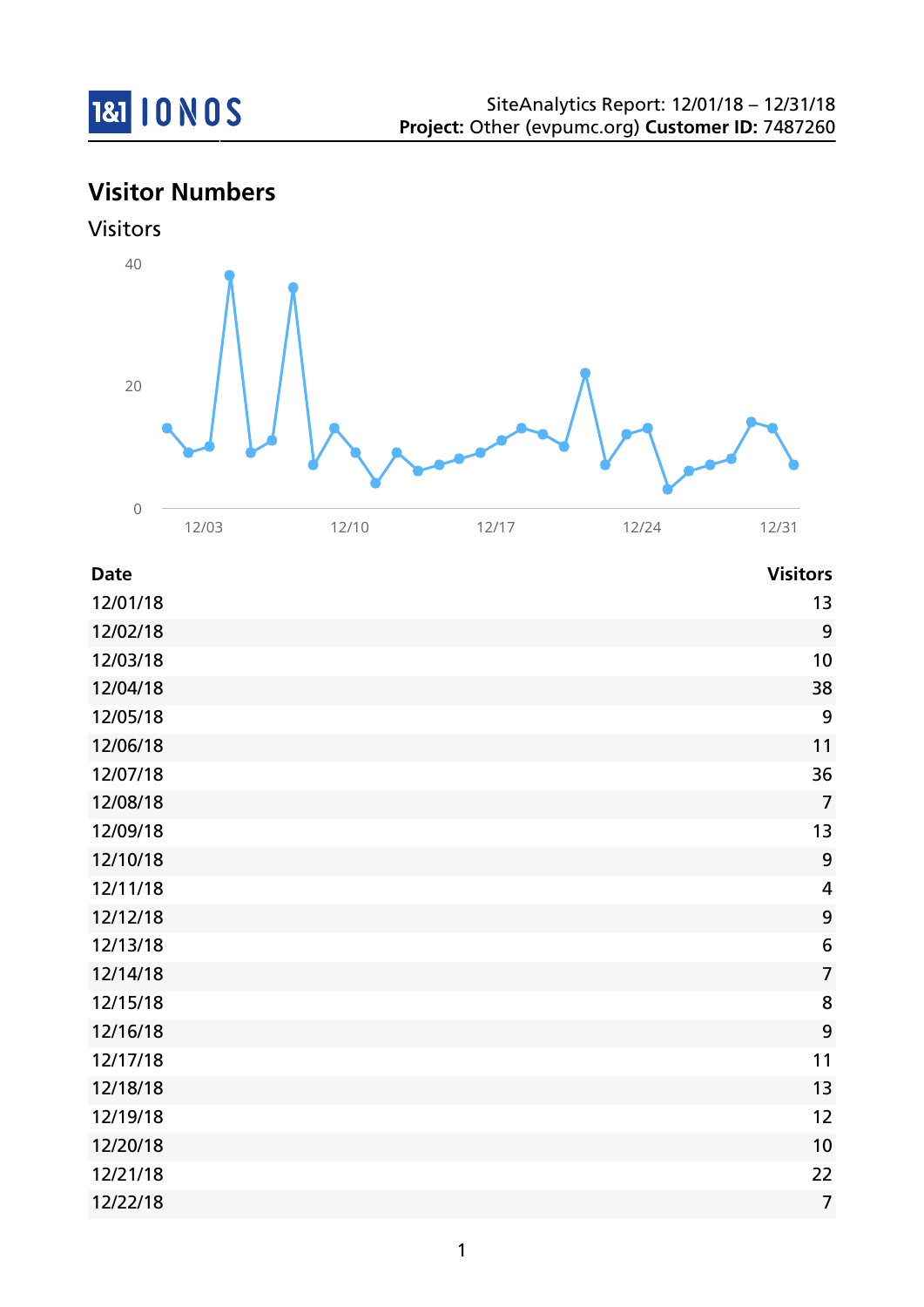SiteAnalytics Report: 12/01/18 – 12/31/18
**Project:** Other (evpumc.org) **Customer ID:** 7487260

## Visitor Numbers

Visitors

| Date | Visitors |
|---|---|
| 12/01/18 | 13 |
| 12/02/18 | 9 |
| 12/03/18 | 10 |
| 12/04/18 | 38 |
| 12/05/18 | 9 |
| 12/06/18 | 11 |
| 12/07/18 | 36 |
| 12/08/18 | 7 |
| 12/09/18 | 13 |
| 12/10/18 | 9 |
| 12/11/18 | 4 |
| 12/12/18 | 9 |
| 12/13/18 | 6 |
| 12/14/18 | 7 |
| 12/15/18 | 8 |
| 12/16/18 | 9 |
| 12/17/18 | 11 |
| 12/18/18 | 13 |
| 12/19/18 | 12 |
| 12/20/18 | 10 |
| 12/21/18 | 22 |
| 12/22/18 | 7 |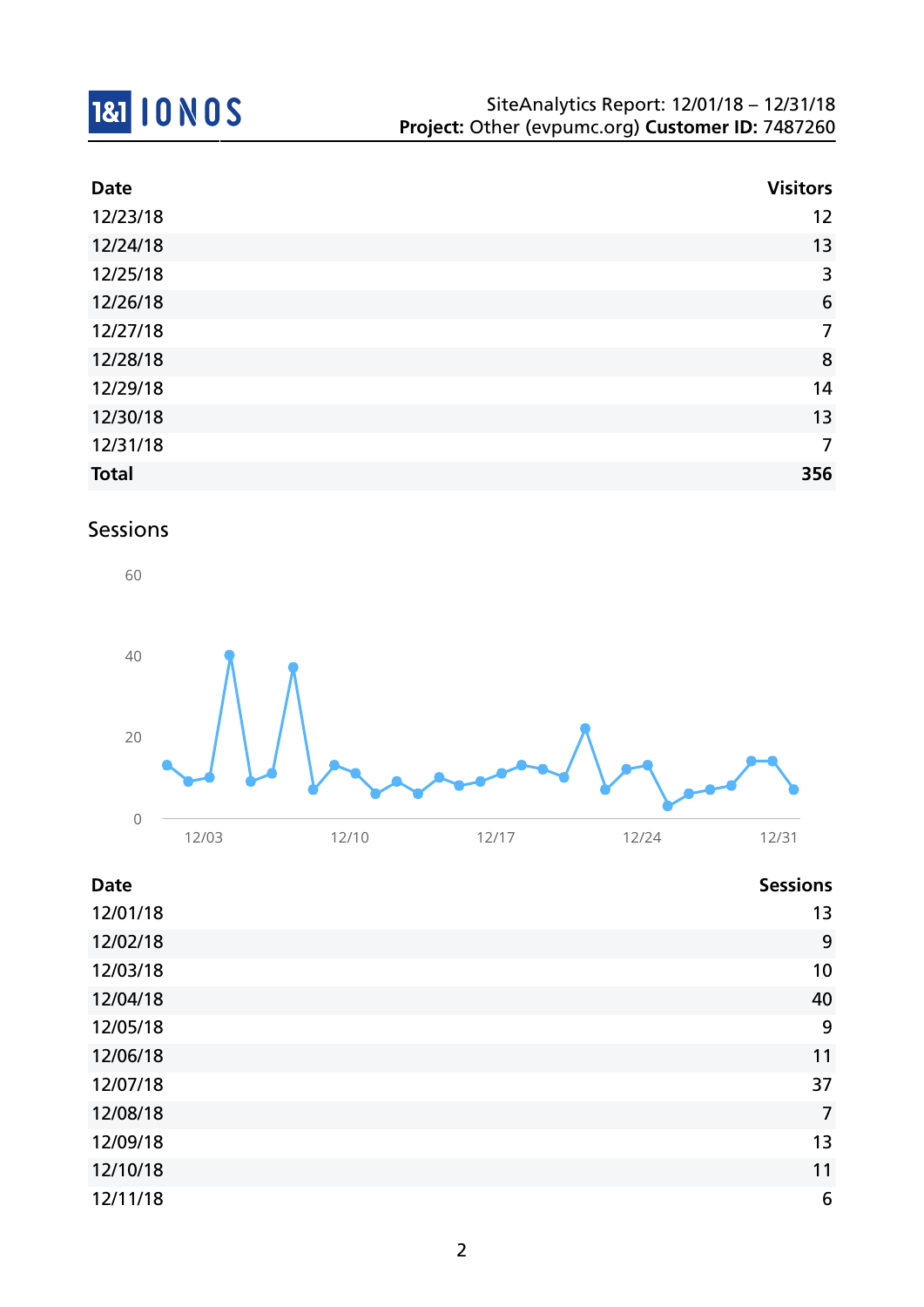| Date | Visitors |
|---|---|
| 12/23/18 | 12 |
| 12/24/18 | 13 |
| 12/25/18 | 3 |
| 12/26/18 | 6 |
| 12/27/18 | 7 |
| 12/28/18 | 8 |
| 12/29/18 | 14 |
| 12/30/18 | 13 |
| 12/31/18 | 7 |
| **Total** | **356** |

## Sessions

| Date | Sessions |
|---|---|
| 12/01/18 | 13 |
| 12/02/18 | 9 |
| 12/03/18 | 10 |
| 12/04/18 | 40 |
| 12/05/18 | 9 |
| 12/06/18 | 11 |
| 12/07/18 | 37 |
| 12/08/18 | 7 |
| 12/09/18 | 13 |
| 12/10/18 | 11 |
| 12/11/18 | 6 |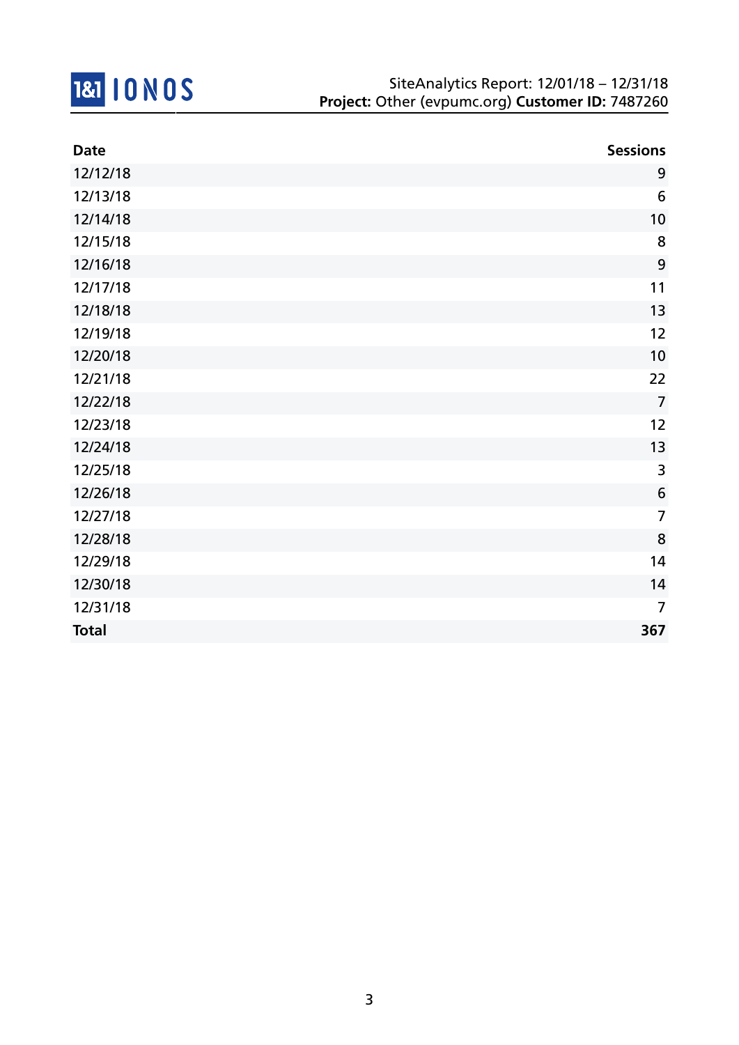SiteAnalytics Report: 12/01/18 – 12/31/18
**Project:** Other (evpumc.org) **Customer ID:** 7487260

| Date | Sessions |
|---|---:|
| 12/12/18 | 9 |
| 12/13/18 | 6 |
| 12/14/18 | 10 |
| 12/15/18 | 8 |
| 12/16/18 | 9 |
| 12/17/18 | 11 |
| 12/18/18 | 13 |
| 12/19/18 | 12 |
| 12/20/18 | 10 |
| 12/21/18 | 22 |
| 12/22/18 | 7 |
| 12/23/18 | 12 |
| 12/24/18 | 13 |
| 12/25/18 | 3 |
| 12/26/18 | 6 |
| 12/27/18 | 7 |
| 12/28/18 | 8 |
| 12/29/18 | 14 |
| 12/30/18 | 14 |
| 12/31/18 | 7 |
| **Total** | **367** |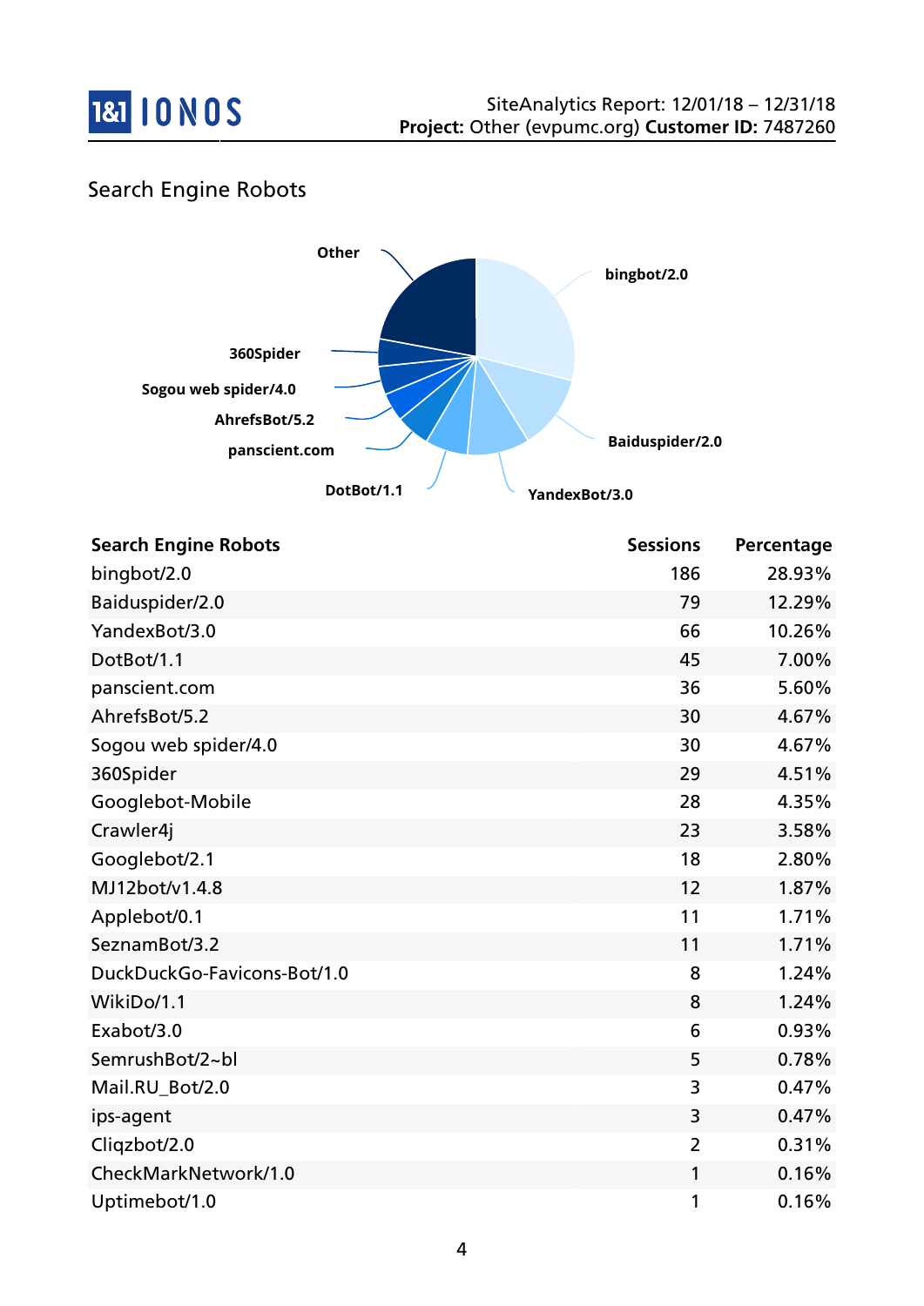## Search Engine Robots

| Search Engine Robots | Sessions | Percentage |
|---|---|---|
| bingbot/2.0 | 186 | 28.93% |
| Baiduspider/2.0 | 79 | 12.29% |
| YandexBot/3.0 | 66 | 10.26% |
| DotBot/1.1 | 45 | 7.00% |
| panscient.com | 36 | 5.60% |
| AhrefsBot/5.2 | 30 | 4.67% |
| Sogou web spider/4.0 | 30 | 4.67% |
| 360Spider | 29 | 4.51% |
| Googlebot-Mobile | 28 | 4.35% |
| Crawler4j | 23 | 3.58% |
| Googlebot/2.1 | 18 | 2.80% |
| MJ12bot/v1.4.8 | 12 | 1.87% |
| Applebot/0.1 | 11 | 1.71% |
| SeznamBot/3.2 | 11 | 1.71% |
| DuckDuckGo-Favicons-Bot/1.0 | 8 | 1.24% |
| WikiDo/1.1 | 8 | 1.24% |
| Exabot/3.0 | 6 | 0.93% |
| SemrushBot/2~bl | 5 | 0.78% |
| Mail.RU_Bot/2.0 | 3 | 0.47% |
| ips-agent | 3 | 0.47% |
| Cliqzbot/2.0 | 2 | 0.31% |
| CheckMarkNetwork/1.0 | 1 | 0.16% |
| Uptimebot/1.0 | 1 | 0.16% |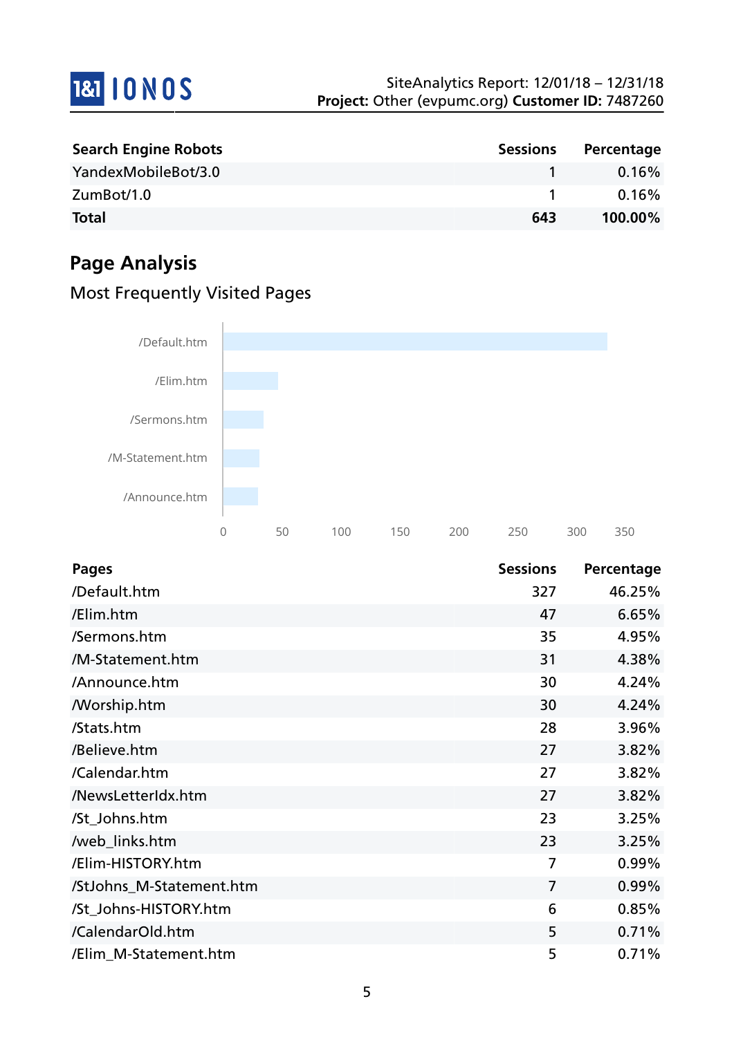| Search Engine Robots | Sessions | Percentage |
|---|---|---|
| YandexMobileBot/3.0 | 1 | 0.16% |
| ZumBot/1.0 | 1 | 0.16% |
| **Total** | **643** | **100.00%** |

## Page Analysis

### Most Frequently Visited Pages

| Pages | Sessions | Percentage |
|---|---|---|
| /Default.htm | 327 | 46.25% |
| /Elim.htm | 47 | 6.65% |
| /Sermons.htm | 35 | 4.95% |
| /M-Statement.htm | 31 | 4.38% |
| /Announce.htm | 30 | 4.24% |
| /Worship.htm | 30 | 4.24% |
| /Stats.htm | 28 | 3.96% |
| /Believe.htm | 27 | 3.82% |
| /Calendar.htm | 27 | 3.82% |
| /NewsLetterIdx.htm | 27 | 3.82% |
| /St_Johns.htm | 23 | 3.25% |
| /web_links.htm | 23 | 3.25% |
| /Elim-HISTORY.htm | 7 | 0.99% |
| /StJohns_M-Statement.htm | 7 | 0.99% |
| /St_Johns-HISTORY.htm | 6 | 0.85% |
| /CalendarOld.htm | 5 | 0.71% |
| /Elim_M-Statement.htm | 5 | 0.71% |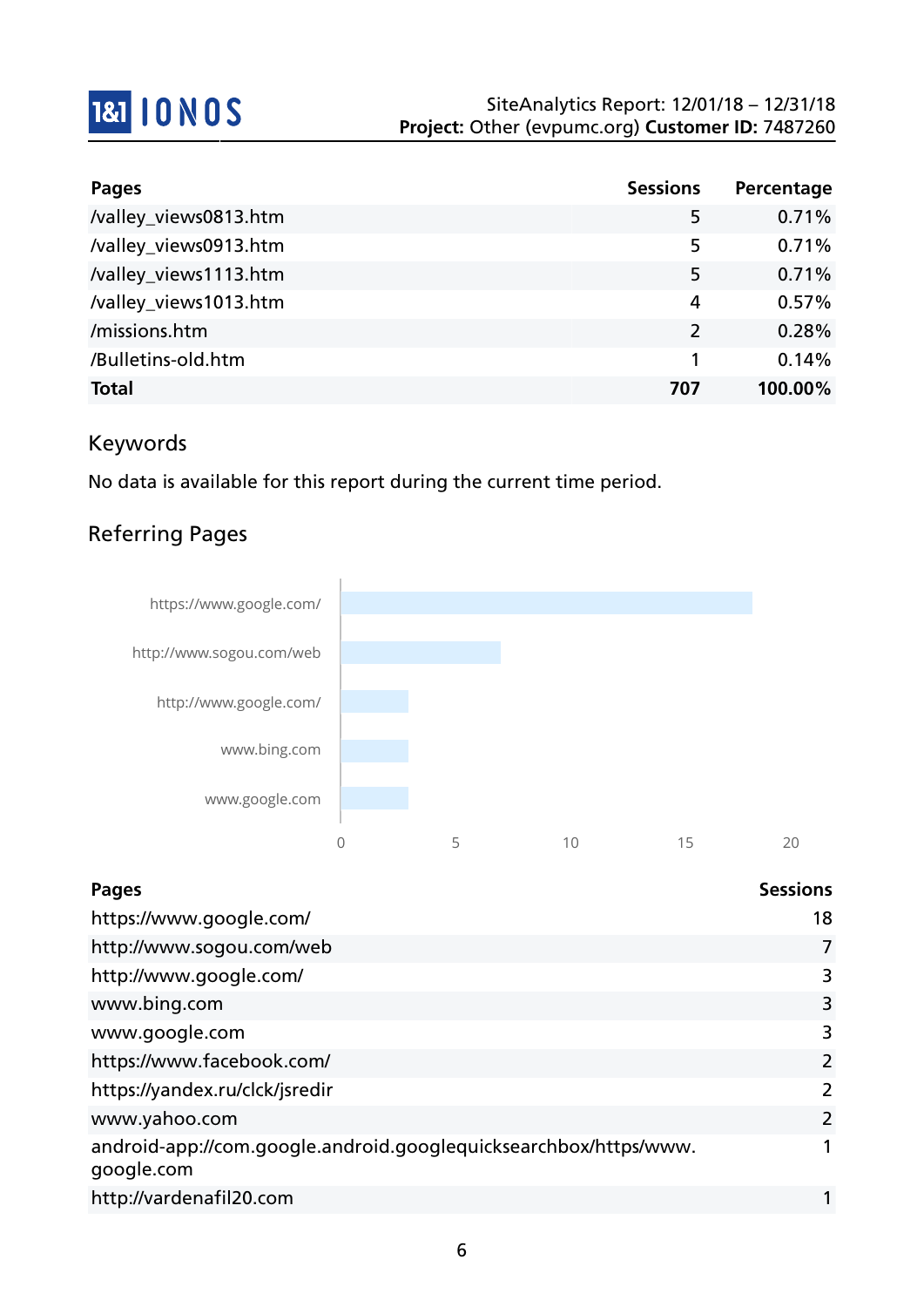| Pages | Sessions | Percentage |
| --- | --- | --- |
| /valley_views0813.htm | 5 | 0.71% |
| /valley_views0913.htm | 5 | 0.71% |
| /valley_views1113.htm | 5 | 0.71% |
| /valley_views1013.htm | 4 | 0.57% |
| /missions.htm | 2 | 0.28% |
| /Bulletins-old.htm | 1 | 0.14% |
| **Total** | **707** | **100.00%** |

## Keywords

No data is available for this report during the current time period.

## Referring Pages

| Pages | Sessions |
| --- | --- |
| https://www.google.com/ | 18 |
| http://www.sogou.com/web | 7 |
| http://www.google.com/ | 3 |
| www.bing.com | 3 |
| www.google.com | 3 |
| https://www.facebook.com/ | 2 |
| https://yandex.ru/clck/jsredir | 2 |
| www.yahoo.com | 2 |
| android-app://com.google.android.googlequicksearchbox/https/www.google.com | 1 |
| http://vardenafil20.com | 1 |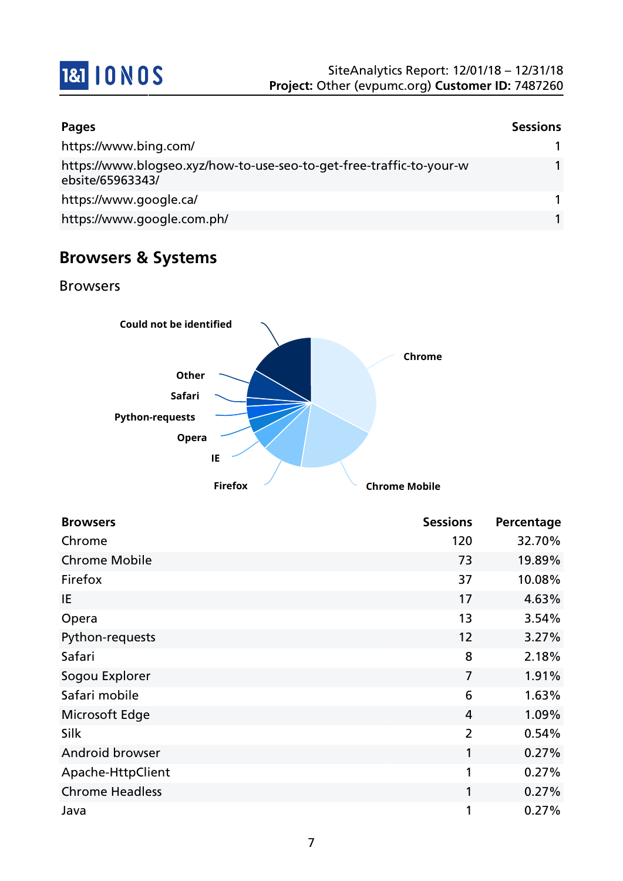| Pages | Sessions |
| --- | --- |
| https://www.bing.com/ | 1 |
| https://www.blogseo.xyz/how-to-use-seo-to-get-free-traffic-to-your-website/65963343/ | 1 |
| https://www.google.ca/ | 1 |
| https://www.google.com.ph/ | 1 |

## Browsers & Systems

### Browsers

| Browsers | Sessions | Percentage |
| --- | --- | --- |
| Chrome | 120 | 32.70% |
| Chrome Mobile | 73 | 19.89% |
| Firefox | 37 | 10.08% |
| IE | 17 | 4.63% |
| Opera | 13 | 3.54% |
| Python-requests | 12 | 3.27% |
| Safari | 8 | 2.18% |
| Sogou Explorer | 7 | 1.91% |
| Safari mobile | 6 | 1.63% |
| Microsoft Edge | 4 | 1.09% |
| Silk | 2 | 0.54% |
| Android browser | 1 | 0.27% |
| Apache-HttpClient | 1 | 0.27% |
| Chrome Headless | 1 | 0.27% |
| Java | 1 | 0.27% |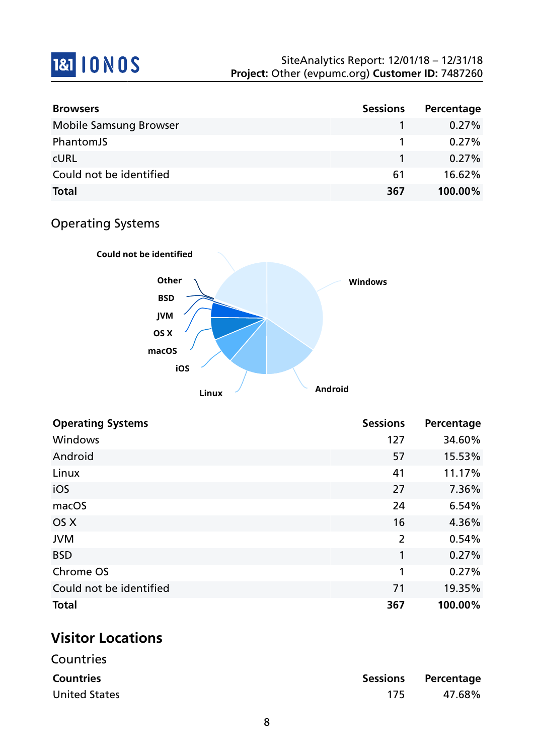| Browsers | Sessions | Percentage |
|---|---|---|
| Mobile Samsung Browser | 1 | 0.27% |
| PhantomJS | 1 | 0.27% |
| cURL | 1 | 0.27% |
| Could not be identified | 61 | 16.62% |
| **Total** | **367** | **100.00%** |

## Operating Systems

| Operating Systems | Sessions | Percentage |
|---|---|---|
| Windows | 127 | 34.60% |
| Android | 57 | 15.53% |
| Linux | 41 | 11.17% |
| iOS | 27 | 7.36% |
| macOS | 24 | 6.54% |
| OS X | 16 | 4.36% |
| JVM | 2 | 0.54% |
| BSD | 1 | 0.27% |
| Chrome OS | 1 | 0.27% |
| Could not be identified | 71 | 19.35% |
| **Total** | **367** | **100.00%** |

# Visitor Locations

## Countries

| Countries | Sessions | Percentage |
|---|---|---|
| United States | 175 | 47.68% |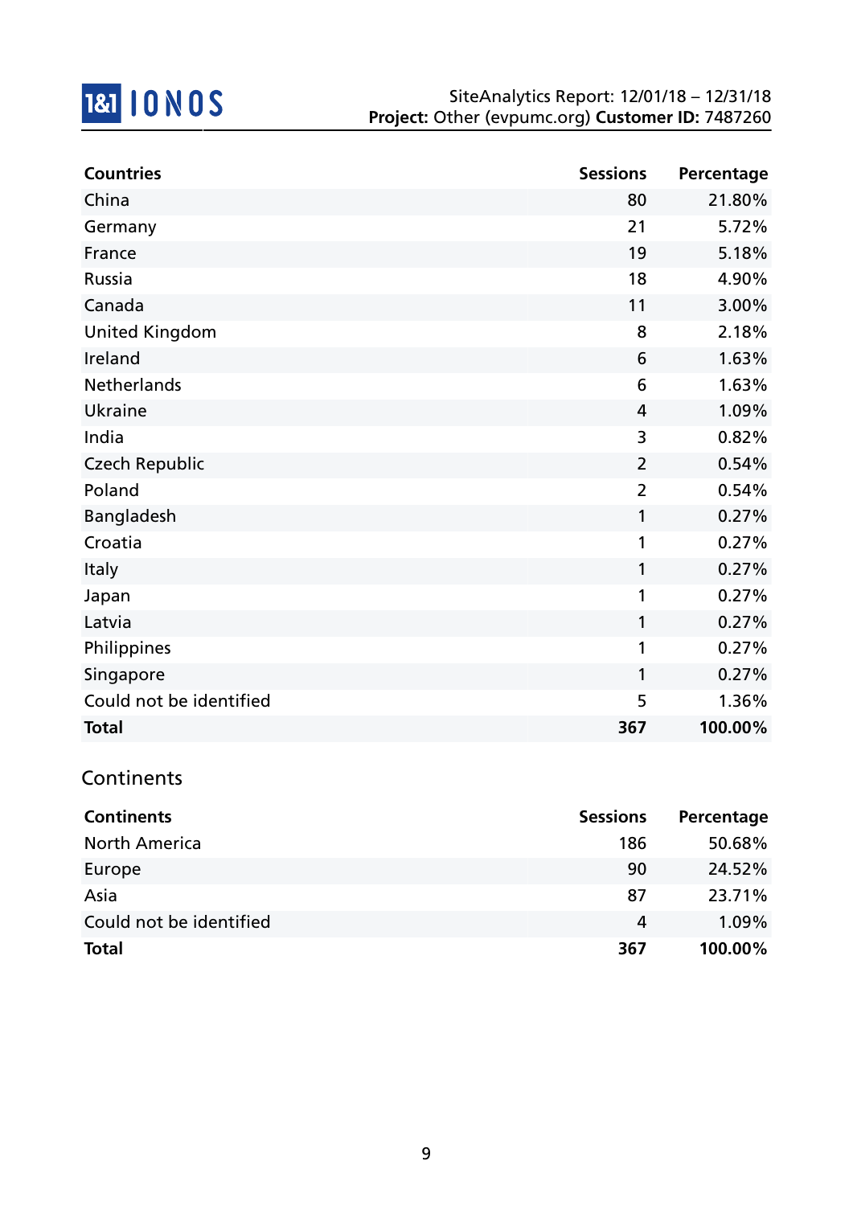| Countries | Sessions | Percentage |
|---|---|---|
| China | 80 | 21.80% |
| Germany | 21 | 5.72% |
| France | 19 | 5.18% |
| Russia | 18 | 4.90% |
| Canada | 11 | 3.00% |
| United Kingdom | 8 | 2.18% |
| Ireland | 6 | 1.63% |
| Netherlands | 6 | 1.63% |
| Ukraine | 4 | 1.09% |
| India | 3 | 0.82% |
| Czech Republic | 2 | 0.54% |
| Poland | 2 | 0.54% |
| Bangladesh | 1 | 0.27% |
| Croatia | 1 | 0.27% |
| Italy | 1 | 0.27% |
| Japan | 1 | 0.27% |
| Latvia | 1 | 0.27% |
| Philippines | 1 | 0.27% |
| Singapore | 1 | 0.27% |
| Could not be identified | 5 | 1.36% |
| **Total** | **367** | **100.00%** |

## Continents

| Continents | Sessions | Percentage |
|---|---|---|
| North America | 186 | 50.68% |
| Europe | 90 | 24.52% |
| Asia | 87 | 23.71% |
| Could not be identified | 4 | 1.09% |
| **Total** | **367** | **100.00%** |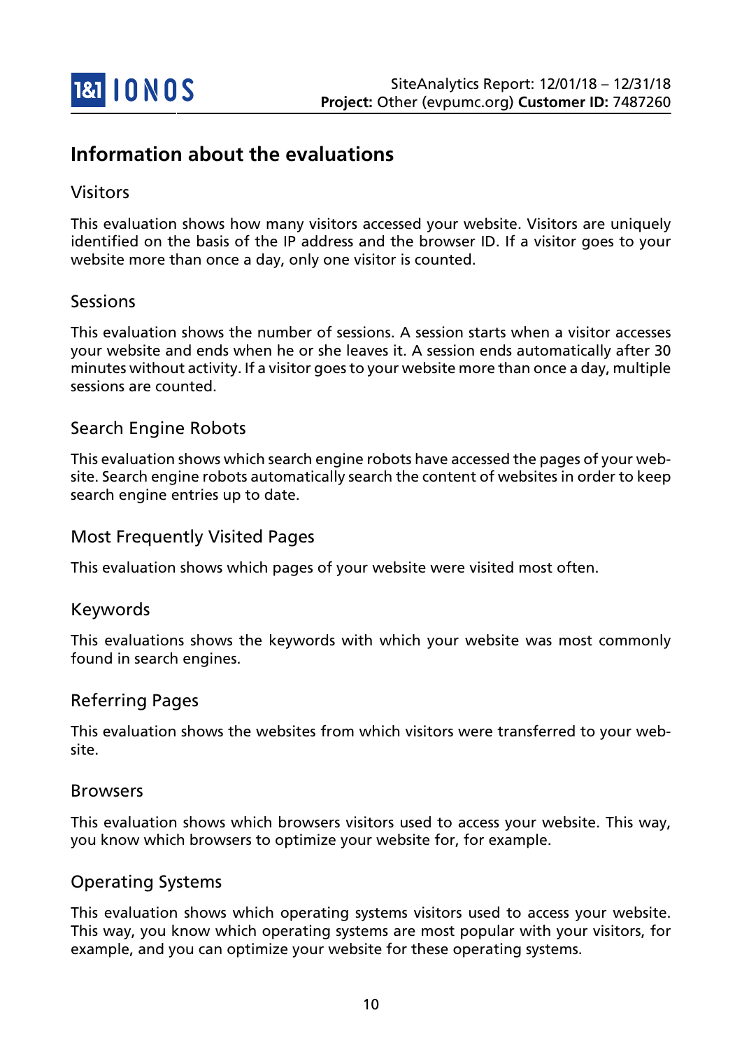# Information about the evaluations

## Visitors

This evaluation shows how many visitors accessed your website. Visitors are uniquely identified on the basis of the IP address and the browser ID. If a visitor goes to your website more than once a day, only one visitor is counted.

## Sessions

This evaluation shows the number of sessions. A session starts when a visitor accesses your website and ends when he or she leaves it. A session ends automatically after 30 minutes without activity. If a visitor goes to your website more than once a day, multiple sessions are counted.

## Search Engine Robots

This evaluation shows which search engine robots have accessed the pages of your website. Search engine robots automatically search the content of websites in order to keep search engine entries up to date.

## Most Frequently Visited Pages

This evaluation shows which pages of your website were visited most often.

## Keywords

This evaluations shows the keywords with which your website was most commonly found in search engines.

## Referring Pages

This evaluation shows the websites from which visitors were transferred to your website.

## Browsers

This evaluation shows which browsers visitors used to access your website. This way, you know which browsers to optimize your website for, for example.

## Operating Systems

This evaluation shows which operating systems visitors used to access your website. This way, you know which operating systems are most popular with your visitors, for example, and you can optimize your website for these operating systems.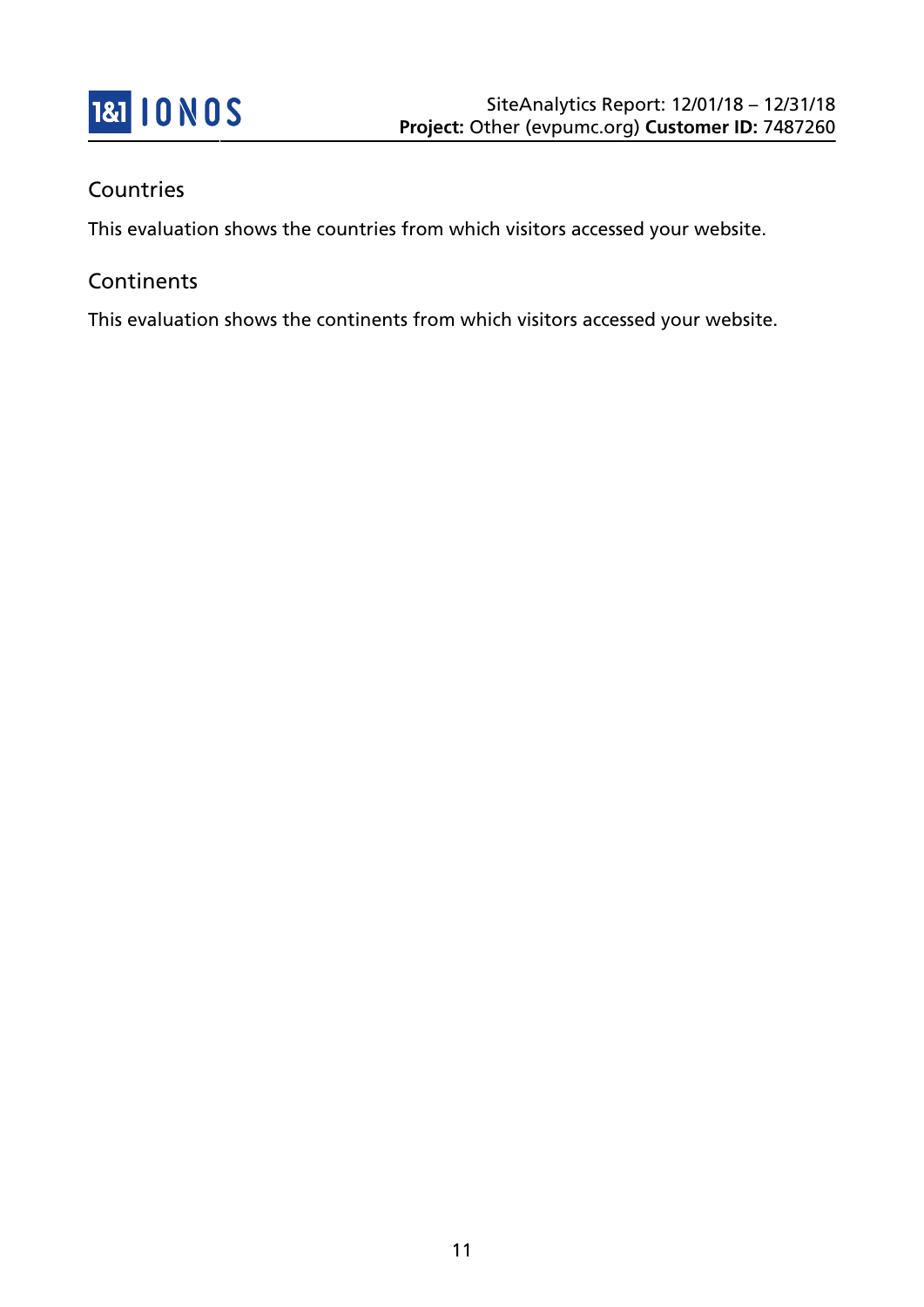## Countries

This evaluation shows the countries from which visitors accessed your website.

## Continents

This evaluation shows the continents from which visitors accessed your website.